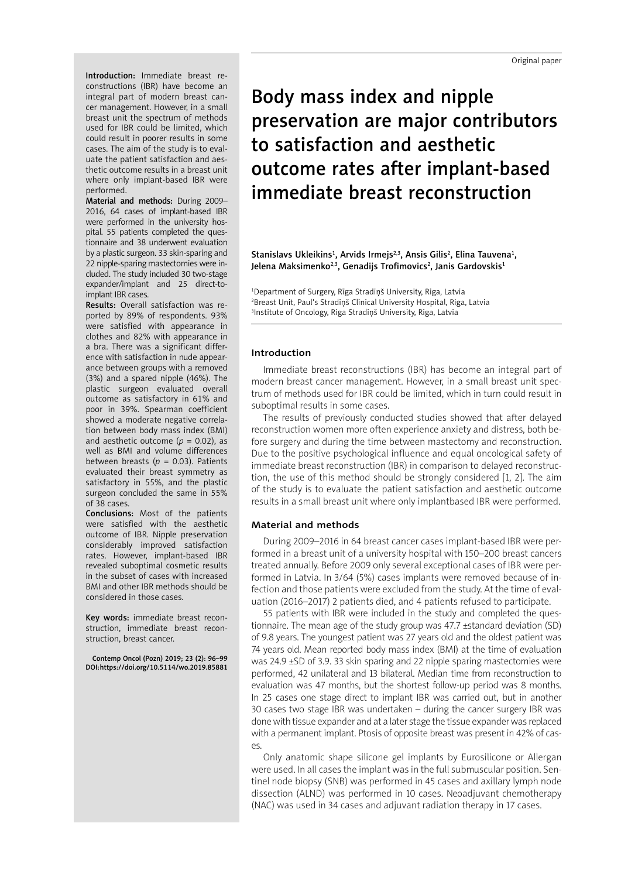Original paper

# Body mass index and nipple preservation are major contributors to satisfaction and aesthetic outcome rates after implant-based immediate breast reconstruction

Stanislavs Ukleikins[1], Arvids Irmejs[2,3], Ansis Gilis[2], Elina Tauvena[1], Jelena Maksimenko[2,3], Genadijs Trofimovics[2], Janis Gardovskis[1]

[1]Department of Surgery, Rīga Stradiņš University, Riga, Latvia
[2]Breast Unit, Paul's Stradiņš Clinical University Hospital, Riga, Latvia
[3]Institute of Oncology, Riga Stradiņš University, Riga, Latvia

**Introduction:** Immediate breast reconstructions (IBR) have become an integral part of modern breast cancer management. However, in a small breast unit the spectrum of methods used for IBR could be limited, which could result in poorer results in some cases. The aim of the study is to evaluate the patient satisfaction and aesthetic outcome results in a breast unit where only implant-based IBR were performed.

**Material and methods:** During 2009–2016, 64 cases of implant-based IBR were performed in the university hospital. 55 patients completed the questionnaire and 38 underwent evaluation by a plastic surgeon. 33 skin-sparing and 22 nipple-sparing mastectomies were included. The study included 30 two-stage expander/implant and 25 direct-to-implant IBR cases.

**Results:** Overall satisfaction was reported by 89% of respondents. 93% were satisfied with appearance in clothes and 82% with appearance in a bra. There was a significant difference with satisfaction in nude appearance between groups with a removed (3%) and a spared nipple (46%). The plastic surgeon evaluated overall outcome as satisfactory in 61% and poor in 39%. Spearman coefficient showed a moderate negative correlation between body mass index (BMI) and aesthetic outcome ($p = 0.02$), as well as BMI and volume differences between breasts ($p = 0.03$). Patients evaluated their breast symmetry as satisfactory in 55%, and the plastic surgeon concluded the same in 55% of 38 cases.

**Conclusions:** Most of the patients were satisfied with the aesthetic outcome of IBR. Nipple preservation considerably improved satisfaction rates. However, implant-based IBR revealed suboptimal cosmetic results in the subset of cases with increased BMI and other IBR methods should be considered in those cases.

**Key words:** immediate breast reconstruction, immediate breast reconstruction, breast cancer.

Contemp Oncol (Pozn) 2019; 23 (2): 96–99
DOI:https://doi.org/10.5114/wo.2019.85881

## Introduction

Immediate breast reconstructions (IBR) has become an integral part of modern breast cancer management. However, in a small breast unit spectrum of methods used for IBR could be limited, which in turn could result in suboptimal results in some cases.

The results of previously conducted studies showed that after delayed reconstruction women more often experience anxiety and distress, both before surgery and during the time between mastectomy and reconstruction. Due to the positive psychological influence and equal oncological safety of immediate breast reconstruction (IBR) in comparison to delayed reconstruction, the use of this method should be strongly considered [1, 2]. The aim of the study is to evaluate the patient satisfaction and aesthetic outcome results in a small breast unit where only implantbased IBR were performed.

## Material and methods

During 2009–2016 in 64 breast cancer cases implant-based IBR were performed in a breast unit of a university hospital with 150–200 breast cancers treated annually. Before 2009 only several exceptional cases of IBR were performed in Latvia. In 3/64 (5%) cases implants were removed because of infection and those patients were excluded from the study. At the time of evaluation (2016–2017) 2 patients died, and 4 patients refused to participate.

55 patients with IBR were included in the study and completed the questionnaire. The mean age of the study group was 47.7 ±standard deviation (SD) of 9.8 years. The youngest patient was 27 years old and the oldest patient was 74 years old. Mean reported body mass index (BMI) at the time of evaluation was 24.9 ±SD of 3.9. 33 skin sparing and 22 nipple sparing mastectomies were performed, 42 unilateral and 13 bilateral. Median time from reconstruction to evaluation was 47 months, but the shortest follow-up period was 8 months. In 25 cases one stage direct to implant IBR was carried out, but in another 30 cases two stage IBR was undertaken – during the cancer surgery IBR was done with tissue expander and at a later stage the tissue expander was replaced with a permanent implant. Ptosis of opposite breast was present in 42% of cases.

Only anatomic shape silicone gel implants by Eurosilicone or Allergan were used. In all cases the implant was in the full submuscular position. Sentinel node biopsy (SNB) was performed in 45 cases and axillary lymph node dissection (ALND) was performed in 10 cases. Neoadjuvant chemotherapy (NAC) was used in 34 cases and adjuvant radiation therapy in 17 cases.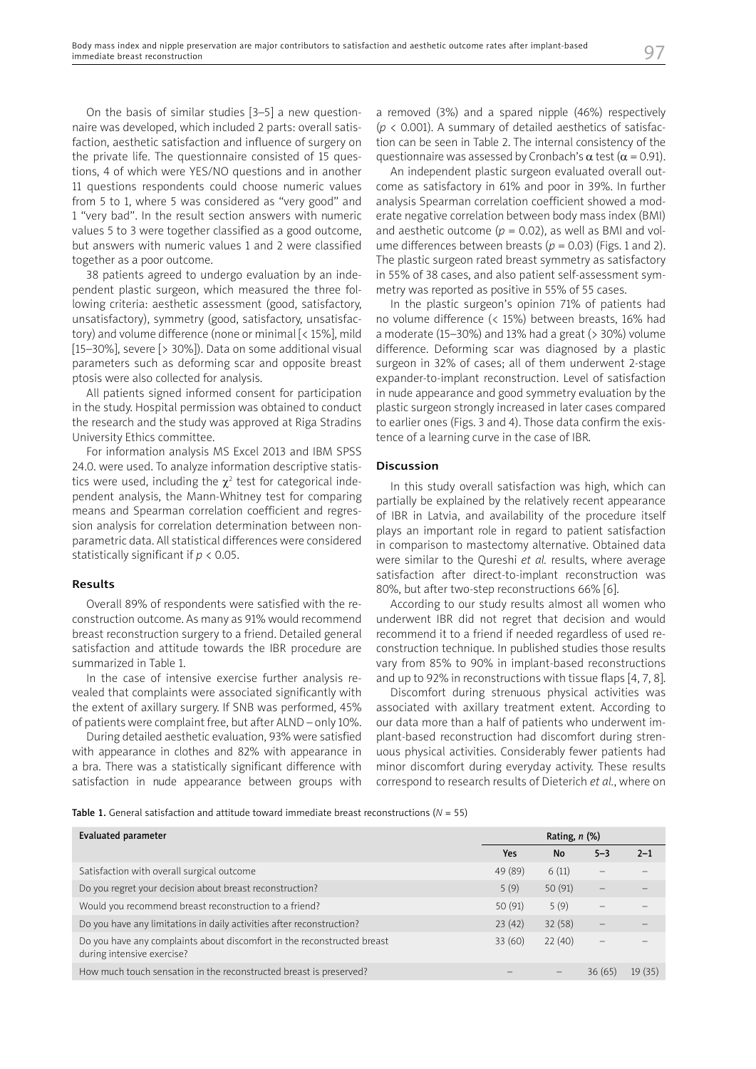On the basis of similar studies [3–5] a new questionnaire was developed, which included 2 parts: overall satisfaction, aesthetic satisfaction and influence of surgery on the private life. The questionnaire consisted of 15 questions, 4 of which were YES/NO questions and in another 11 questions respondents could choose numeric values from 5 to 1, where 5 was considered as "very good" and 1 "very bad". In the result section answers with numeric values 5 to 3 were together classified as a good outcome, but answers with numeric values 1 and 2 were classified together as a poor outcome.

38 patients agreed to undergo evaluation by an independent plastic surgeon, which measured the three following criteria: aesthetic assessment (good, satisfactory, unsatisfactory), symmetry (good, satisfactory, unsatisfactory) and volume difference (none or minimal [< 15%], mild [15–30%], severe [> 30%]). Data on some additional visual parameters such as deforming scar and opposite breast ptosis were also collected for analysis.

All patients signed informed consent for participation in the study. Hospital permission was obtained to conduct the research and the study was approved at Riga Stradins University Ethics committee.

For information analysis MS Excel 2013 and IBM SPSS 24.0. were used. To analyze information descriptive statistics were used, including the $\chi^2$ test for categorical independent analysis, the Mann-Whitney test for comparing means and Spearman correlation coefficient and regression analysis for correlation determination between nonparametric data. All statistical differences were considered statistically significant if $p < 0.05$.

## Results

Overall 89% of respondents were satisfied with the reconstruction outcome. As many as 91% would recommend breast reconstruction surgery to a friend. Detailed general satisfaction and attitude towards the IBR procedure are summarized in Table 1.

In the case of intensive exercise further analysis revealed that complaints were associated significantly with the extent of axillary surgery. If SNB was performed, 45% of patients were complaint free, but after ALND – only 10%.

During detailed aesthetic evaluation, 93% were satisfied with appearance in clothes and 82% with appearance in a bra. There was a statistically significant difference with satisfaction in nude appearance between groups with a removed (3%) and a spared nipple (46%) respectively ($p < 0.001$). A summary of detailed aesthetics of satisfaction can be seen in Table 2. The internal consistency of the questionnaire was assessed by Cronbach's $\alpha$ test ($\alpha = 0.91$).

An independent plastic surgeon evaluated overall outcome as satisfactory in 61% and poor in 39%. In further analysis Spearman correlation coefficient showed a moderate negative correlation between body mass index (BMI) and aesthetic outcome ($p = 0.02$), as well as BMI and volume differences between breasts ($p = 0.03$) (Figs. 1 and 2). The plastic surgeon rated breast symmetry as satisfactory in 55% of 38 cases, and also patient self-assessment symmetry was reported as positive in 55% of 55 cases.

In the plastic surgeon's opinion 71% of patients had no volume difference (< 15%) between breasts, 16% had a moderate (15–30%) and 13% had a great (> 30%) volume difference. Deforming scar was diagnosed by a plastic surgeon in 32% of cases; all of them underwent 2-stage expander-to-implant reconstruction. Level of satisfaction in nude appearance and good symmetry evaluation by the plastic surgeon strongly increased in later cases compared to earlier ones (Figs. 3 and 4). Those data confirm the existence of a learning curve in the case of IBR.

## Discussion

In this study overall satisfaction was high, which can partially be explained by the relatively recent appearance of IBR in Latvia, and availability of the procedure itself plays an important role in regard to patient satisfaction in comparison to mastectomy alternative. Obtained data were similar to the Qureshi *et al.* results, where average satisfaction after direct-to-implant reconstruction was 80%, but after two-step reconstructions 66% [6].

According to our study results almost all women who underwent IBR did not regret that decision and would recommend it to a friend if needed regardless of used reconstruction technique. In published studies those results vary from 85% to 90% in implant-based reconstructions and up to 92% in reconstructions with tissue flaps [4, 7, 8].

Discomfort during strenuous physical activities was associated with axillary treatment extent. According to our data more than a half of patients who underwent implant-based reconstruction had discomfort during strenuous physical activities. Considerably fewer patients had minor discomfort during everyday activity. These results correspond to research results of Dieterich *et al.*, where on

**Table 1.** General satisfaction and attitude toward immediate breast reconstructions (*N* = 55)

| Evaluated parameter | Rating, *n* (%) | | | |
|---|---|---|---|---|
| | Yes | No | 5–3 | 2–1 |
| Satisfaction with overall surgical outcome | 49 (89) | 6 (11) | – | – |
| Do you regret your decision about breast reconstruction? | 5 (9) | 50 (91) | – | – |
| Would you recommend breast reconstruction to a friend? | 50 (91) | 5 (9) | – | – |
| Do you have any limitations in daily activities after reconstruction? | 23 (42) | 32 (58) | – | – |
| Do you have any complaints about discomfort in the reconstructed breast during intensive exercise? | 33 (60) | 22 (40) | – | – |
| How much touch sensation in the reconstructed breast is preserved? | – | – | 36 (65) | 19 (35) |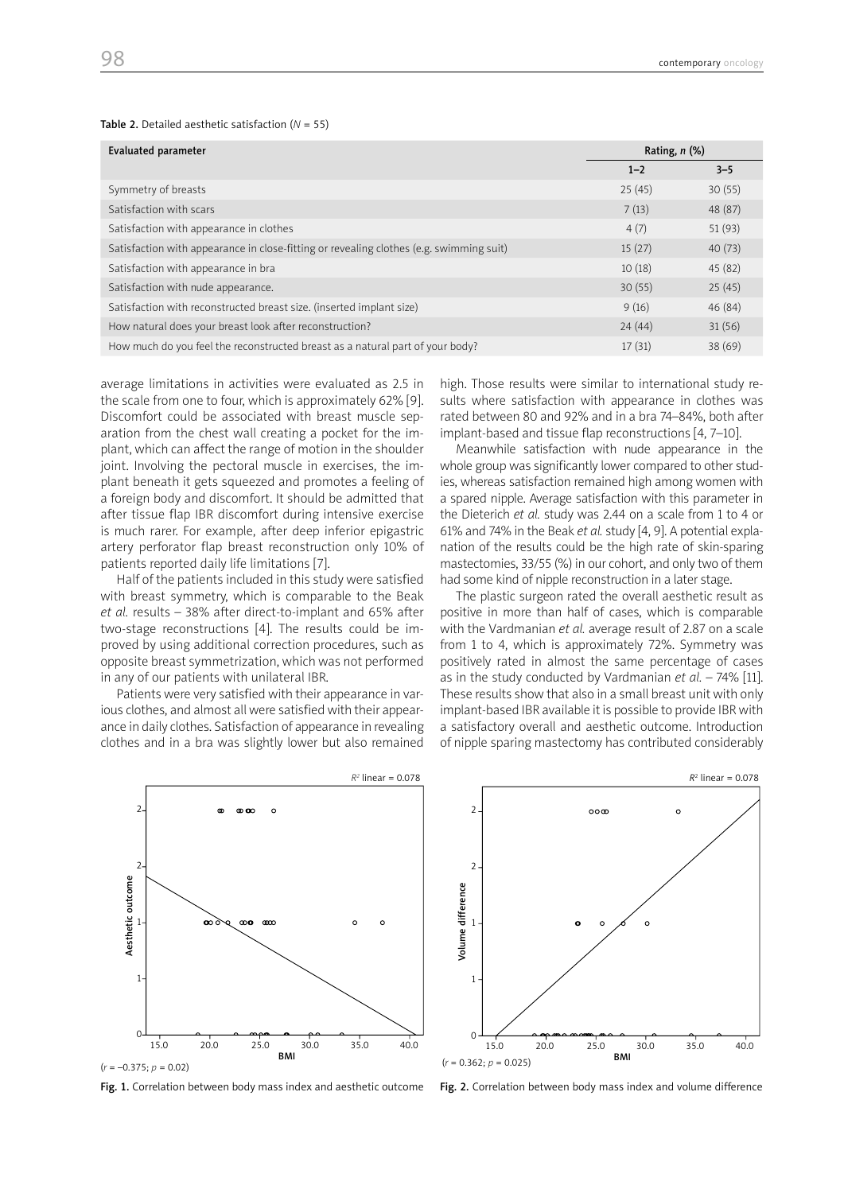**Table 2.** Detailed aesthetic satisfaction ($N$ = 55)

| Evaluated parameter | Rating, *n* (%) | |
|---|---|---|
| | 1–2 | 3–5 |
| Symmetry of breasts | 25 (45) | 30 (55) |
| Satisfaction with scars | 7 (13) | 48 (87) |
| Satisfaction with appearance in clothes | 4 (7) | 51 (93) |
| Satisfaction with appearance in close-fitting or revealing clothes (e.g. swimming suit) | 15 (27) | 40 (73) |
| Satisfaction with appearance in bra | 10 (18) | 45 (82) |
| Satisfaction with nude appearance. | 30 (55) | 25 (45) |
| Satisfaction with reconstructed breast size. (inserted implant size) | 9 (16) | 46 (84) |
| How natural does your breast look after reconstruction? | 24 (44) | 31 (56) |
| How much do you feel the reconstructed breast as a natural part of your body? | 17 (31) | 38 (69) |

average limitations in activities were evaluated as 2.5 in the scale from one to four, which is approximately 62% [9]. Discomfort could be associated with breast muscle separation from the chest wall creating a pocket for the implant, which can affect the range of motion in the shoulder joint. Involving the pectoral muscle in exercises, the implant beneath it gets squeezed and promotes a feeling of a foreign body and discomfort. It should be admitted that after tissue flap IBR discomfort during intensive exercise is much rarer. For example, after deep inferior epigastric artery perforator flap breast reconstruction only 10% of patients reported daily life limitations [7].

Half of the patients included in this study were satisfied with breast symmetry, which is comparable to the Beak *et al.* results – 38% after direct-to-implant and 65% after two-stage reconstructions [4]. The results could be improved by using additional correction procedures, such as opposite breast symmetrization, which was not performed in any of our patients with unilateral IBR.

Patients were very satisfied with their appearance in various clothes, and almost all were satisfied with their appearance in daily clothes. Satisfaction of appearance in revealing clothes and in a bra was slightly lower but also remained high. Those results were similar to international study results where satisfaction with appearance in clothes was rated between 80 and 92% and in a bra 74–84%, both after implant-based and tissue flap reconstructions [4, 7–10].

Meanwhile satisfaction with nude appearance in the whole group was significantly lower compared to other studies, whereas satisfaction remained high among women with a spared nipple. Average satisfaction with this parameter in the Dieterich *et al.* study was 2.44 on a scale from 1 to 4 or 61% and 74% in the Beak *et al.* study [4, 9]. A potential explanation of the results could be the high rate of skin-sparing mastectomies, 33/55 (%) in our cohort, and only two of them had some kind of nipple reconstruction in a later stage.

The plastic surgeon rated the overall aesthetic result as positive in more than half of cases, which is comparable with the Vardmanian *et al.* average result of 2.87 on a scale from 1 to 4, which is approximately 72%. Symmetry was positively rated in almost the same percentage of cases as in the study conducted by Vardmanian *et al.* – 74% [11]. These results show that also in a small breast unit with only implant-based IBR available it is possible to provide IBR with a satisfactory overall and aesthetic outcome. Introduction of nipple sparing mastectomy has contributed considerably

($r$ = –0.375; $p$ = 0.02)

**Fig. 1.** Correlation between body mass index and aesthetic outcome

($r$ = 0.362; $p$ = 0.025)

**Fig. 2.** Correlation between body mass index and volume difference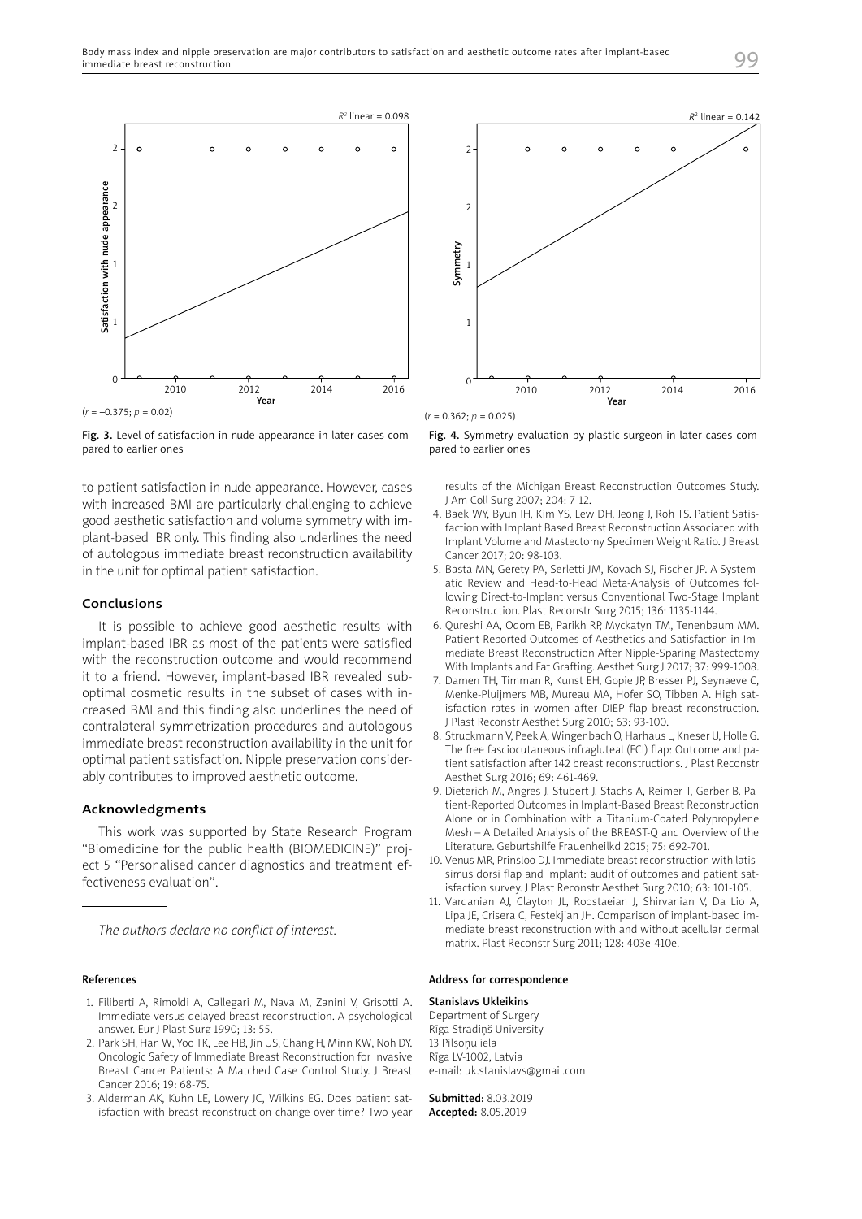$R^2$ linear = 0.098

Satisfaction with nude appearance

2

2

1

1

0

2010

2012

2014

2016

Year

($r$ = –0.375; $p$ = 0.02)

**Fig. 3.** Level of satisfaction in nude appearance in later cases compared to earlier ones

$R^2$ linear = 0.142

Symmetry

2

2

1

1

0

2010

2012

2014

2016

Year

($r$ = 0.362; $p$ = 0.025)

**Fig. 4.** Symmetry evaluation by plastic surgeon in later cases compared to earlier ones

to patient satisfaction in nude appearance. However, cases with increased BMI are particularly challenging to achieve good aesthetic satisfaction and volume symmetry with implant-based IBR only. This finding also underlines the need of autologous immediate breast reconstruction availability in the unit for optimal patient satisfaction.

## Conclusions

It is possible to achieve good aesthetic results with implant-based IBR as most of the patients were satisfied with the reconstruction outcome and would recommend it to a friend. However, implant-based IBR revealed suboptimal cosmetic results in the subset of cases with increased BMI and this finding also underlines the need of contralateral symmetrization procedures and autologous immediate breast reconstruction availability in the unit for optimal patient satisfaction. Nipple preservation considerably contributes to improved aesthetic outcome.

## Acknowledgments

This work was supported by State Research Program "Biomedicine for the public health (BIOMEDICINE)" project 5 "Personalised cancer diagnostics and treatment effectiveness evaluation".

*The authors declare no conflict of interest.*

## References

1. Filiberti A, Rimoldi A, Callegari M, Nava M, Zanini V, Grisotti A. Immediate versus delayed breast reconstruction. A psychological answer. Eur J Plast Surg 1990; 13: 55.
2. Park SH, Han W, Yoo TK, Lee HB, Jin US, Chang H, Minn KW, Noh DY. Oncologic Safety of Immediate Breast Reconstruction for Invasive Breast Cancer Patients: A Matched Case Control Study. J Breast Cancer 2016; 19: 68-75.
3. Alderman AK, Kuhn LE, Lowery JC, Wilkins EG. Does patient satisfaction with breast reconstruction change over time? Two-year results of the Michigan Breast Reconstruction Outcomes Study. J Am Coll Surg 2007; 204: 7-12.
4. Baek WY, Byun IH, Kim YS, Lew DH, Jeong J, Roh TS. Patient Satisfaction with Implant Based Breast Reconstruction Associated with Implant Volume and Mastectomy Specimen Weight Ratio. J Breast Cancer 2017; 20: 98-103.
5. Basta MN, Gerety PA, Serletti JM, Kovach SJ, Fischer JP. A Systematic Review and Head-to-Head Meta-Analysis of Outcomes following Direct-to-Implant versus Conventional Two-Stage Implant Reconstruction. Plast Reconstr Surg 2015; 136: 1135-1144.
6. Qureshi AA, Odom EB, Parikh RP, Myckatyn TM, Tenenbaum MM. Patient-Reported Outcomes of Aesthetics and Satisfaction in Immediate Breast Reconstruction After Nipple-Sparing Mastectomy With Implants and Fat Grafting. Aesthet Surg J 2017; 37: 999-1008.
7. Damen TH, Timman R, Kunst EH, Gopie JP, Bresser PJ, Seynaeve C, Menke-Pluijmers MB, Mureau MA, Hofer SO, Tibben A. High satisfaction rates in women after DIEP flap breast reconstruction. J Plast Reconstr Aesthet Surg 2010; 63: 93-100.
8. Struckmann V, Peek A, Wingenbach O, Harhaus L, Kneser U, Holle G. The free fasciocutaneous infragluteal (FCI) flap: Outcome and patient satisfaction after 142 breast reconstructions. J Plast Reconstr Aesthet Surg 2016; 69: 461-469.
9. Dieterich M, Angres J, Stubert J, Stachs A, Reimer T, Gerber B. Patient-Reported Outcomes in Implant-Based Breast Reconstruction Alone or in Combination with a Titanium-Coated Polypropylene Mesh – A Detailed Analysis of the BREAST-Q and Overview of the Literature. Geburtshilfe Frauenheilkd 2015; 75: 692-701.
10. Venus MR, Prinsloo DJ. Immediate breast reconstruction with latissimus dorsi flap and implant: audit of outcomes and patient satisfaction survey. J Plast Reconstr Aesthet Surg 2010; 63: 101-105.
11. Vardanian AJ, Clayton JL, Roostaeian J, Shirvanian V, Da Lio A, Lipa JE, Crisera C, Festekjian JH. Comparison of implant-based immediate breast reconstruction with and without acellular dermal matrix. Plast Reconstr Surg 2011; 128: 403e-410e.

**Address for correspondence**

**Stanislavs Ukleikins**
Department of Surgery
Rīga Stradiņš University
13 Pilsoņu iela
Rīga LV-1002, Latvia
e-mail: uk.stanislavs@gmail.com

**Submitted:** 8.03.2019
**Accepted:** 8.05.2019